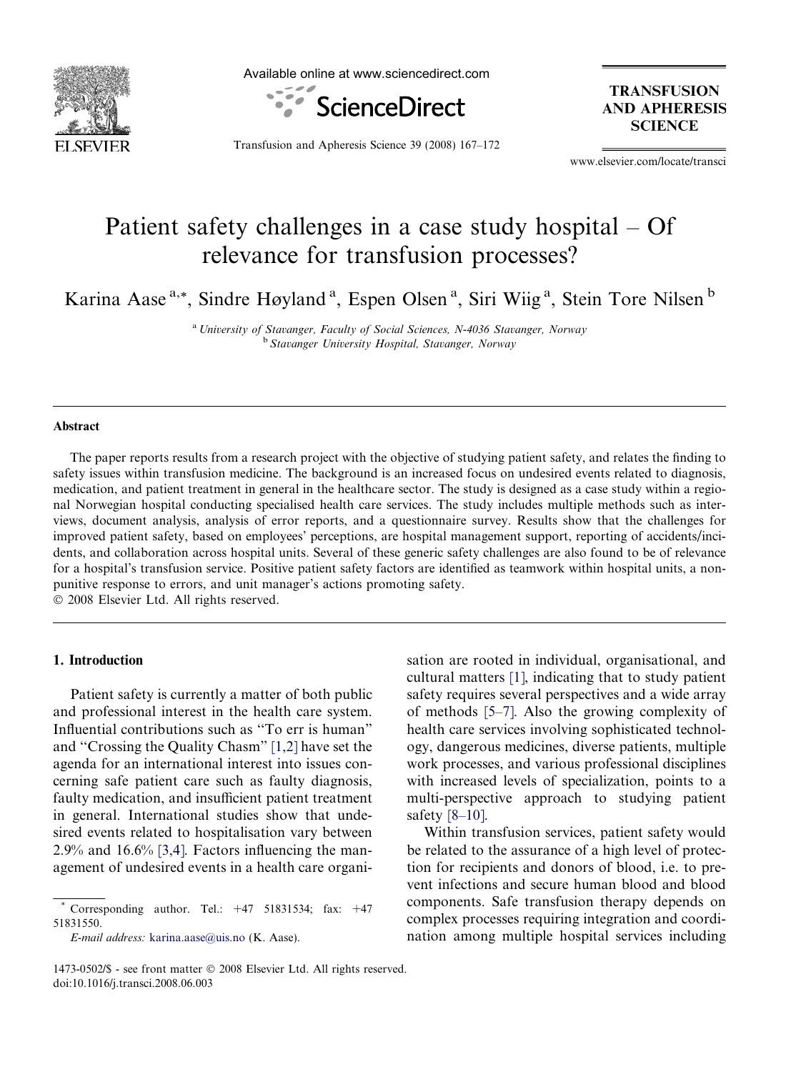# Patient safety challenges in a case study hospital – Of relevance for transfusion processes?

Karina Aase [a,*], Sindre Høyland [a], Espen Olsen [a], Siri Wiig [a], Stein Tore Nilsen [b]

[a] *University of Stavanger, Faculty of Social Sciences, N-4036 Stavanger, Norway*

[b] *Stavanger University Hospital, Stavanger, Norway*

## Abstract

The paper reports results from a research project with the objective of studying patient safety, and relates the finding to safety issues within transfusion medicine. The background is an increased focus on undesired events related to diagnosis, medication, and patient treatment in general in the healthcare sector. The study is designed as a case study within a regional Norwegian hospital conducting specialised health care services. The study includes multiple methods such as interviews, document analysis, analysis of error reports, and a questionnaire survey. Results show that the challenges for improved patient safety, based on employees' perceptions, are hospital management support, reporting of accidents/incidents, and collaboration across hospital units. Several of these generic safety challenges are also found to be of relevance for a hospital's transfusion service. Positive patient safety factors are identified as teamwork within hospital units, a non-punitive response to errors, and unit manager's actions promoting safety.

© 2008 Elsevier Ltd. All rights reserved.

## 1. Introduction

Patient safety is currently a matter of both public and professional interest in the health care system. Influential contributions such as "To err is human" and "Crossing the Quality Chasm" [1,2] have set the agenda for an international interest into issues concerning safe patient care such as faulty diagnosis, faulty medication, and insufficient patient treatment in general. International studies show that undesired events related to hospitalisation vary between 2.9% and 16.6% [3,4]. Factors influencing the management of undesired events in a health care organisation are rooted in individual, organisational, and cultural matters [1], indicating that to study patient safety requires several perspectives and a wide array of methods [5–7]. Also the growing complexity of health care services involving sophisticated technology, dangerous medicines, diverse patients, multiple work processes, and various professional disciplines with increased levels of specialization, points to a multi-perspective approach to studying patient safety [8–10].

Within transfusion services, patient safety would be related to the assurance of a high level of protection for recipients and donors of blood, i.e. to prevent infections and secure human blood and blood components. Safe transfusion therapy depends on complex processes requiring integration and coordination among multiple hospital services including

---

\* Corresponding author. Tel.: +47 51831534; fax: +47 51831550.

*E-mail address:* karina.aase@uis.no (K. Aase).

1473-0502/$ - see front matter © 2008 Elsevier Ltd. All rights reserved.
doi:10.1016/j.transci.2008.06.003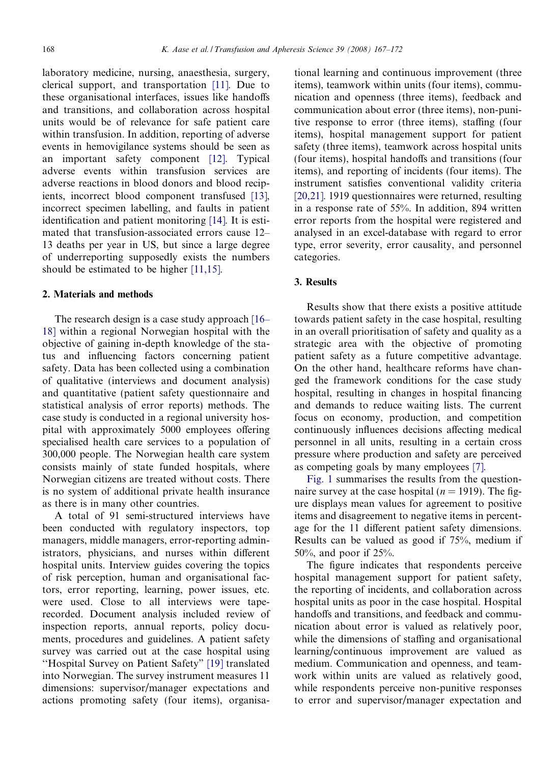laboratory medicine, nursing, anaesthesia, surgery, clerical support, and transportation [11]. Due to these organisational interfaces, issues like handoffs and transitions, and collaboration across hospital units would be of relevance for safe patient care within transfusion. In addition, reporting of adverse events in hemovigilance systems should be seen as an important safety component [12]. Typical adverse events within transfusion services are adverse reactions in blood donors and blood recipients, incorrect blood component transfused [13], incorrect specimen labelling, and faults in patient identification and patient monitoring [14]. It is estimated that transfusion-associated errors cause 12–13 deaths per year in US, but since a large degree of underreporting supposedly exists the numbers should be estimated to be higher [11,15].

## 2. Materials and methods

The research design is a case study approach [16–18] within a regional Norwegian hospital with the objective of gaining in-depth knowledge of the status and influencing factors concerning patient safety. Data has been collected using a combination of qualitative (interviews and document analysis) and quantitative (patient safety questionnaire and statistical analysis of error reports) methods. The case study is conducted in a regional university hospital with approximately 5000 employees offering specialised health care services to a population of 300,000 people. The Norwegian health care system consists mainly of state funded hospitals, where Norwegian citizens are treated without costs. There is no system of additional private health insurance as there is in many other countries.

A total of 91 semi-structured interviews have been conducted with regulatory inspectors, top managers, middle managers, error-reporting administrators, physicians, and nurses within different hospital units. Interview guides covering the topics of risk perception, human and organisational factors, error reporting, learning, power issues, etc. were used. Close to all interviews were tape-recorded. Document analysis included review of inspection reports, annual reports, policy documents, procedures and guidelines. A patient safety survey was carried out at the case hospital using "Hospital Survey on Patient Safety" [19] translated into Norwegian. The survey instrument measures 11 dimensions: supervisor/manager expectations and actions promoting safety (four items), organisational learning and continuous improvement (three items), teamwork within units (four items), communication and openness (three items), feedback and communication about error (three items), non-punitive response to error (three items), staffing (four items), hospital management support for patient safety (three items), teamwork across hospital units (four items), hospital handoffs and transitions (four items), and reporting of incidents (four items). The instrument satisfies conventional validity criteria [20,21]. 1919 questionnaires were returned, resulting in a response rate of 55%. In addition, 894 written error reports from the hospital were registered and analysed in an excel-database with regard to error type, error severity, error causality, and personnel categories.

## 3. Results

Results show that there exists a positive attitude towards patient safety in the case hospital, resulting in an overall prioritisation of safety and quality as a strategic area with the objective of promoting patient safety as a future competitive advantage. On the other hand, healthcare reforms have changed the framework conditions for the case study hospital, resulting in changes in hospital financing and demands to reduce waiting lists. The current focus on economy, production, and competition continuously influences decisions affecting medical personnel in all units, resulting in a certain cross pressure where production and safety are perceived as competing goals by many employees [7].

Fig. 1 summarises the results from the questionnaire survey at the case hospital ($n = 1919$). The figure displays mean values for agreement to positive items and disagreement to negative items in percentage for the 11 different patient safety dimensions. Results can be valued as good if 75%, medium if 50%, and poor if 25%.

The figure indicates that respondents perceive hospital management support for patient safety, the reporting of incidents, and collaboration across hospital units as poor in the case hospital. Hospital handoffs and transitions, and feedback and communication about error is valued as relatively poor, while the dimensions of staffing and organisational learning/continuous improvement are valued as medium. Communication and openness, and teamwork within units are valued as relatively good, while respondents perceive non-punitive responses to error and supervisor/manager expectation and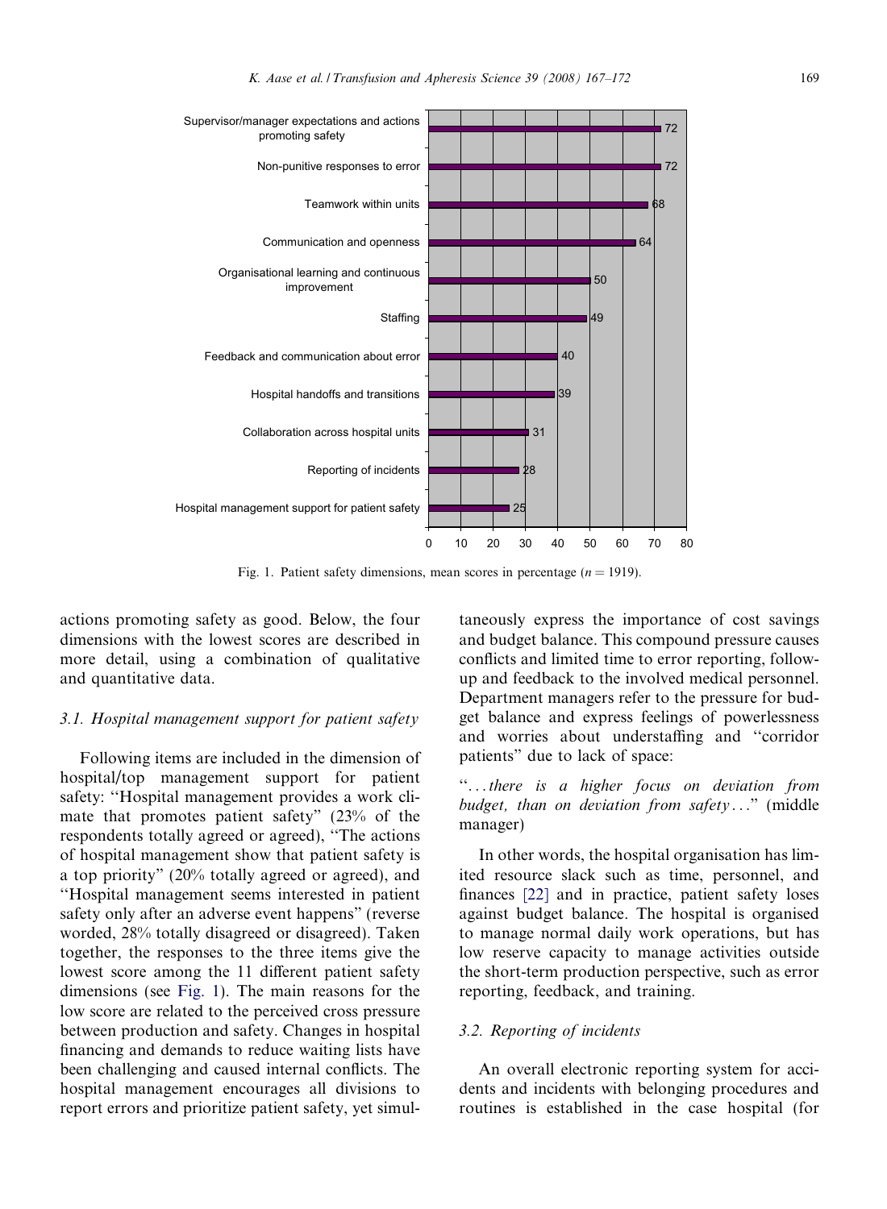| Patient safety dimension | Mean score (%) |
|---|---|
| Supervisor/manager expectations and actions promoting safety | 72 |
| Non-punitive responses to error | 72 |
| Teamwork within units | 68 |
| Communication and openness | 64 |
| Organisational learning and continuous improvement | 50 |
| Staffing | 49 |
| Feedback and communication about error | 40 |
| Hospital handoffs and transitions | 39 |
| Collaboration across hospital units | 31 |
| Reporting of incidents | 28 |
| Hospital management support for patient safety | 25 |

Fig. 1. Patient safety dimensions, mean scores in percentage ($n = 1919$).

actions promoting safety as good. Below, the four dimensions with the lowest scores are described in more detail, using a combination of qualitative and quantitative data.

### 3.1. Hospital management support for patient safety

Following items are included in the dimension of hospital/top management support for patient safety: "Hospital management provides a work climate that promotes patient safety" (23% of the respondents totally agreed or agreed), "The actions of hospital management show that patient safety is a top priority" (20% totally agreed or agreed), and "Hospital management seems interested in patient safety only after an adverse event happens" (reverse worded, 28% totally disagreed or disagreed). Taken together, the responses to the three items give the lowest score among the 11 different patient safety dimensions (see Fig. 1). The main reasons for the low score are related to the perceived cross pressure between production and safety. Changes in hospital financing and demands to reduce waiting lists have been challenging and caused internal conflicts. The hospital management encourages all divisions to report errors and prioritize patient safety, yet simultaneously express the importance of cost savings and budget balance. This compound pressure causes conflicts and limited time to error reporting, follow-up and feedback to the involved medical personnel. Department managers refer to the pressure for budget balance and express feelings of powerlessness and worries about understaffing and "corridor patients" due to lack of space:

"*...there is a higher focus on deviation from budget, than on deviation from safety...*" (middle manager)

In other words, the hospital organisation has limited resource slack such as time, personnel, and finances [22] and in practice, patient safety loses against budget balance. The hospital is organised to manage normal daily work operations, but has low reserve capacity to manage activities outside the short-term production perspective, such as error reporting, feedback, and training.

### 3.2. Reporting of incidents

An overall electronic reporting system for accidents and incidents with belonging procedures and routines is established in the case hospital (for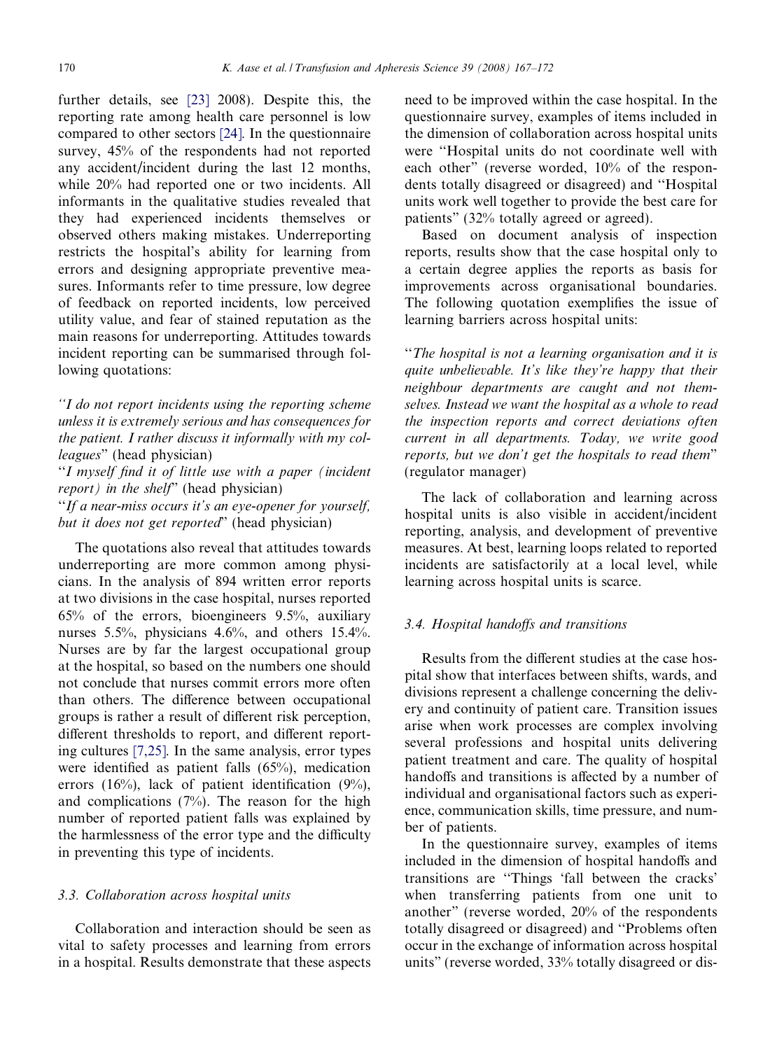further details, see [23] 2008). Despite this, the reporting rate among health care personnel is low compared to other sectors [24]. In the questionnaire survey, 45% of the respondents had not reported any accident/incident during the last 12 months, while 20% had reported one or two incidents. All informants in the qualitative studies revealed that they had experienced incidents themselves or observed others making mistakes. Underreporting restricts the hospital's ability for learning from errors and designing appropriate preventive measures. Informants refer to time pressure, low degree of feedback on reported incidents, low perceived utility value, and fear of stained reputation as the main reasons for underreporting. Attitudes towards incident reporting can be summarised through following quotations:

"*I do not report incidents using the reporting scheme unless it is extremely serious and has consequences for the patient. I rather discuss it informally with my colleagues*" (head physician)

"*I myself find it of little use with a paper (incident report) in the shelf*" (head physician)

"*If a near-miss occurs it's an eye-opener for yourself, but it does not get reported*" (head physician)

The quotations also reveal that attitudes towards underreporting are more common among physicians. In the analysis of 894 written error reports at two divisions in the case hospital, nurses reported 65% of the errors, bioengineers 9.5%, auxiliary nurses 5.5%, physicians 4.6%, and others 15.4%. Nurses are by far the largest occupational group at the hospital, so based on the numbers one should not conclude that nurses commit errors more often than others. The difference between occupational groups is rather a result of different risk perception, different thresholds to report, and different reporting cultures [7,25]. In the same analysis, error types were identified as patient falls (65%), medication errors (16%), lack of patient identification (9%), and complications (7%). The reason for the high number of reported patient falls was explained by the harmlessness of the error type and the difficulty in preventing this type of incidents.

### 3.3. Collaboration across hospital units

Collaboration and interaction should be seen as vital to safety processes and learning from errors in a hospital. Results demonstrate that these aspects need to be improved within the case hospital. In the questionnaire survey, examples of items included in the dimension of collaboration across hospital units were "Hospital units do not coordinate well with each other" (reverse worded, 10% of the respondents totally disagreed or disagreed) and "Hospital units work well together to provide the best care for patients" (32% totally agreed or agreed).

Based on document analysis of inspection reports, results show that the case hospital only to a certain degree applies the reports as basis for improvements across organisational boundaries. The following quotation exemplifies the issue of learning barriers across hospital units:

"*The hospital is not a learning organisation and it is quite unbelievable. It's like they're happy that their neighbour departments are caught and not themselves. Instead we want the hospital as a whole to read the inspection reports and correct deviations often current in all departments. Today, we write good reports, but we don't get the hospitals to read them*" (regulator manager)

The lack of collaboration and learning across hospital units is also visible in accident/incident reporting, analysis, and development of preventive measures. At best, learning loops related to reported incidents are satisfactorily at a local level, while learning across hospital units is scarce.

### 3.4. Hospital handoffs and transitions

Results from the different studies at the case hospital show that interfaces between shifts, wards, and divisions represent a challenge concerning the delivery and continuity of patient care. Transition issues arise when work processes are complex involving several professions and hospital units delivering patient treatment and care. The quality of hospital handoffs and transitions is affected by a number of individual and organisational factors such as experience, communication skills, time pressure, and number of patients.

In the questionnaire survey, examples of items included in the dimension of hospital handoffs and transitions are "Things 'fall between the cracks' when transferring patients from one unit to another" (reverse worded, 20% of the respondents totally disagreed or disagreed) and "Problems often occur in the exchange of information across hospital units" (reverse worded, 33% totally disagreed or dis-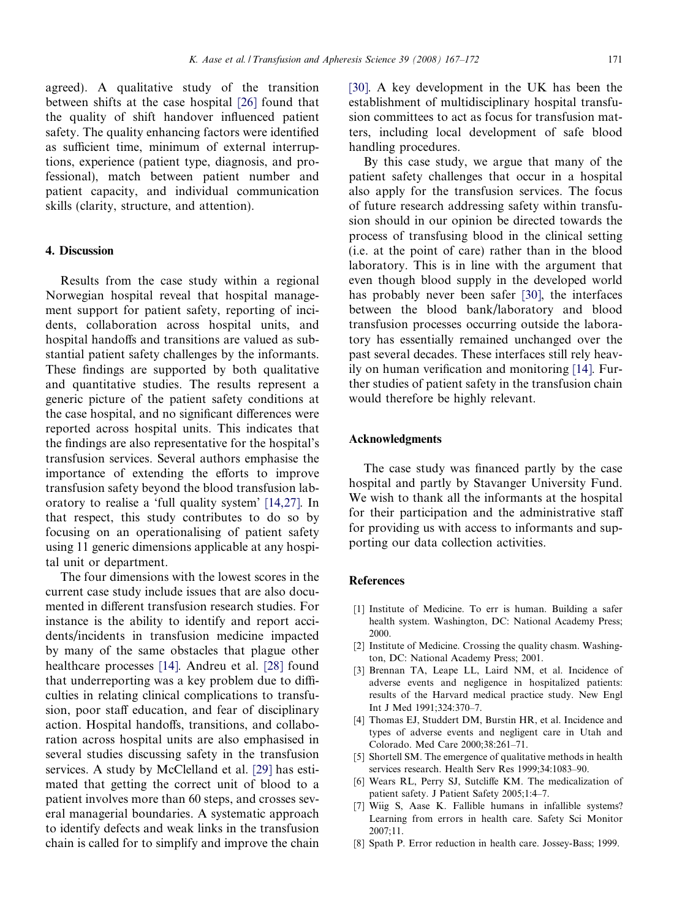agreed). A qualitative study of the transition between shifts at the case hospital [26] found that the quality of shift handover influenced patient safety. The quality enhancing factors were identified as sufficient time, minimum of external interruptions, experience (patient type, diagnosis, and professional), match between patient number and patient capacity, and individual communication skills (clarity, structure, and attention).

## 4. Discussion

Results from the case study within a regional Norwegian hospital reveal that hospital management support for patient safety, reporting of incidents, collaboration across hospital units, and hospital handoffs and transitions are valued as substantial patient safety challenges by the informants. These findings are supported by both qualitative and quantitative studies. The results represent a generic picture of the patient safety conditions at the case hospital, and no significant differences were reported across hospital units. This indicates that the findings are also representative for the hospital's transfusion services. Several authors emphasise the importance of extending the efforts to improve transfusion safety beyond the blood transfusion laboratory to realise a 'full quality system' [14,27]. In that respect, this study contributes to do so by focusing on an operationalising of patient safety using 11 generic dimensions applicable at any hospital unit or department.

The four dimensions with the lowest scores in the current case study include issues that are also documented in different transfusion research studies. For instance is the ability to identify and report accidents/incidents in transfusion medicine impacted by many of the same obstacles that plague other healthcare processes [14]. Andreu et al. [28] found that underreporting was a key problem due to difficulties in relating clinical complications to transfusion, poor staff education, and fear of disciplinary action. Hospital handoffs, transitions, and collaboration across hospital units are also emphasised in several studies discussing safety in the transfusion services. A study by McClelland et al. [29] has estimated that getting the correct unit of blood to a patient involves more than 60 steps, and crosses several managerial boundaries. A systematic approach to identify defects and weak links in the transfusion chain is called for to simplify and improve the chain [30]. A key development in the UK has been the establishment of multidisciplinary hospital transfusion committees to act as focus for transfusion matters, including local development of safe blood handling procedures.

By this case study, we argue that many of the patient safety challenges that occur in a hospital also apply for the transfusion services. The focus of future research addressing safety within transfusion should in our opinion be directed towards the process of transfusing blood in the clinical setting (i.e. at the point of care) rather than in the blood laboratory. This is in line with the argument that even though blood supply in the developed world has probably never been safer [30], the interfaces between the blood bank/laboratory and blood transfusion processes occurring outside the laboratory has essentially remained unchanged over the past several decades. These interfaces still rely heavily on human verification and monitoring [14]. Further studies of patient safety in the transfusion chain would therefore be highly relevant.

## Acknowledgments

The case study was financed partly by the case hospital and partly by Stavanger University Fund. We wish to thank all the informants at the hospital for their participation and the administrative staff for providing us with access to informants and supporting our data collection activities.

## References

[1] Institute of Medicine. To err is human. Building a safer health system. Washington, DC: National Academy Press; 2000.

[2] Institute of Medicine. Crossing the quality chasm. Washington, DC: National Academy Press; 2001.

[3] Brennan TA, Leape LL, Laird NM, et al. Incidence of adverse events and negligence in hospitalized patients: results of the Harvard medical practice study. New Engl Int J Med 1991;324:370–7.

[4] Thomas EJ, Studdert DM, Burstin HR, et al. Incidence and types of adverse events and negligent care in Utah and Colorado. Med Care 2000;38:261–71.

[5] Shortell SM. The emergence of qualitative methods in health services research. Health Serv Res 1999;34:1083–90.

[6] Wears RL, Perry SJ, Sutcliffe KM. The medicalization of patient safety. J Patient Safety 2005;1:4–7.

[7] Wiig S, Aase K. Fallible humans in infallible systems? Learning from errors in health care. Safety Sci Monitor 2007;11.

[8] Spath P. Error reduction in health care. Jossey-Bass; 1999.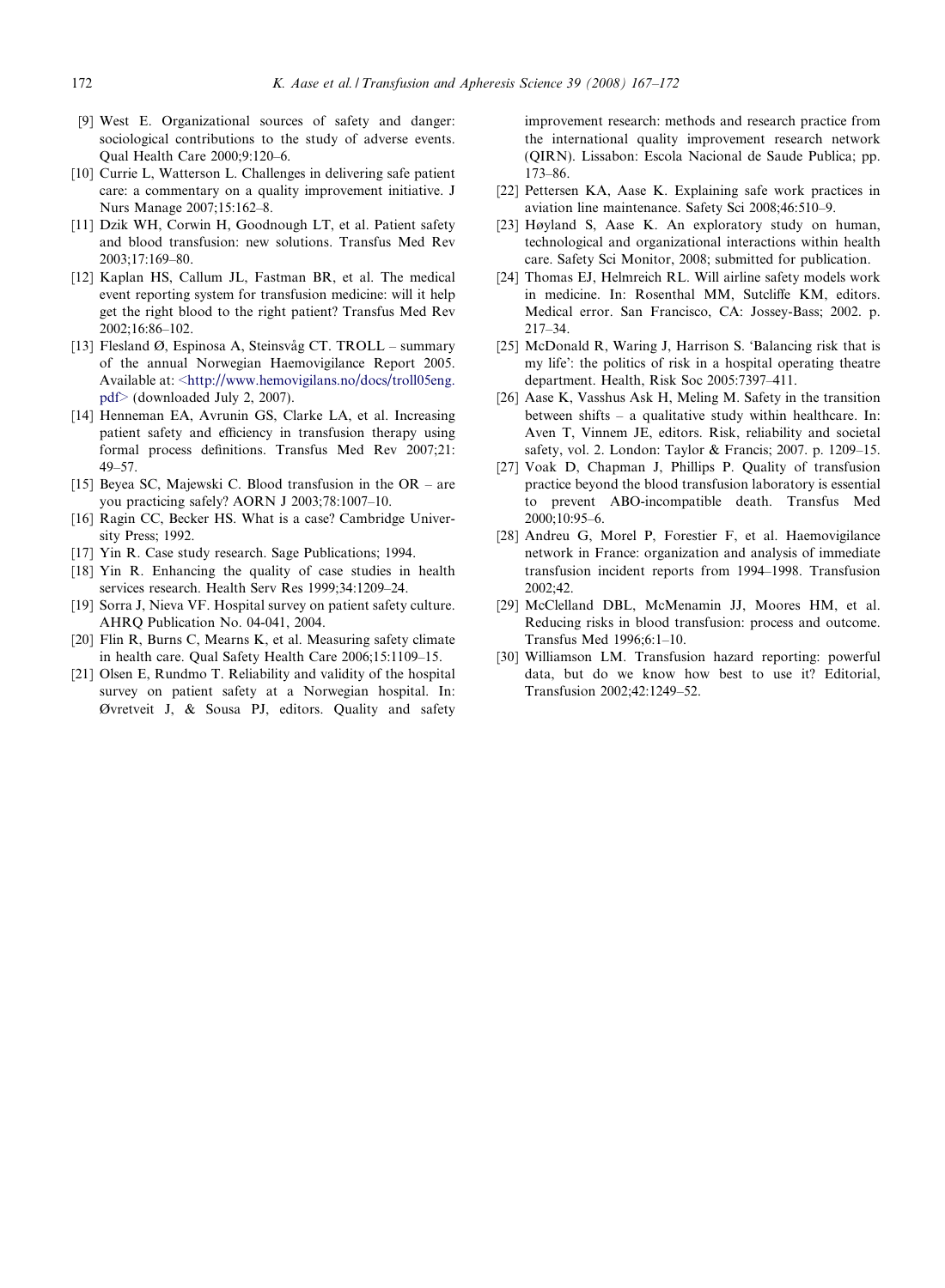[9] West E. Organizational sources of safety and danger: sociological contributions to the study of adverse events. Qual Health Care 2000;9:120–6.

[10] Currie L, Watterson L. Challenges in delivering safe patient care: a commentary on a quality improvement initiative. J Nurs Manage 2007;15:162–8.

[11] Dzik WH, Corwin H, Goodnough LT, et al. Patient safety and blood transfusion: new solutions. Transfus Med Rev 2003;17:169–80.

[12] Kaplan HS, Callum JL, Fastman BR, et al. The medical event reporting system for transfusion medicine: will it help get the right blood to the right patient? Transfus Med Rev 2002;16:86–102.

[13] Flesland Ø, Espinosa A, Steinsvåg CT. TROLL – summary of the annual Norwegian Haemovigilance Report 2005. Available at: <http://www.hemovigilans.no/docs/troll05eng.pdf> (downloaded July 2, 2007).

[14] Henneman EA, Avrunin GS, Clarke LA, et al. Increasing patient safety and efficiency in transfusion therapy using formal process definitions. Transfus Med Rev 2007;21:49–57.

[15] Beyea SC, Majewski C. Blood transfusion in the OR – are you practicing safely? AORN J 2003;78:1007–10.

[16] Ragin CC, Becker HS. What is a case? Cambridge University Press; 1992.

[17] Yin R. Case study research. Sage Publications; 1994.

[18] Yin R. Enhancing the quality of case studies in health services research. Health Serv Res 1999;34:1209–24.

[19] Sorra J, Nieva VF. Hospital survey on patient safety culture. AHRQ Publication No. 04-041, 2004.

[20] Flin R, Burns C, Mearns K, et al. Measuring safety climate in health care. Qual Safety Health Care 2006;15:1109–15.

[21] Olsen E, Rundmo T. Reliability and validity of the hospital survey on patient safety at a Norwegian hospital. In: Øvretveit J, & Sousa PJ, editors. Quality and safety improvement research: methods and research practice from the international quality improvement research network (QIRN). Lissabon: Escola Nacional de Saude Publica; pp. 173–86.

[22] Pettersen KA, Aase K. Explaining safe work practices in aviation line maintenance. Safety Sci 2008;46:510–9.

[23] Høyland S, Aase K. An exploratory study on human, technological and organizational interactions within health care. Safety Sci Monitor, 2008; submitted for publication.

[24] Thomas EJ, Helmreich RL. Will airline safety models work in medicine. In: Rosenthal MM, Sutcliffe KM, editors. Medical error. San Francisco, CA: Jossey-Bass; 2002. p. 217–34.

[25] McDonald R, Waring J, Harrison S. 'Balancing risk that is my life': the politics of risk in a hospital operating theatre department. Health, Risk Soc 2005:7397–411.

[26] Aase K, Vasshus Ask H, Meling M. Safety in the transition between shifts – a qualitative study within healthcare. In: Aven T, Vinnem JE, editors. Risk, reliability and societal safety, vol. 2. London: Taylor & Francis; 2007. p. 1209–15.

[27] Voak D, Chapman J, Phillips P. Quality of transfusion practice beyond the blood transfusion laboratory is essential to prevent ABO-incompatible death. Transfus Med 2000;10:95–6.

[28] Andreu G, Morel P, Forestier F, et al. Haemovigilance network in France: organization and analysis of immediate transfusion incident reports from 1994–1998. Transfusion 2002;42.

[29] McClelland DBL, McMenamin JJ, Moores HM, et al. Reducing risks in blood transfusion: process and outcome. Transfus Med 1996;6:1–10.

[30] Williamson LM. Transfusion hazard reporting: powerful data, but do we know how best to use it? Editorial, Transfusion 2002;42:1249–52.